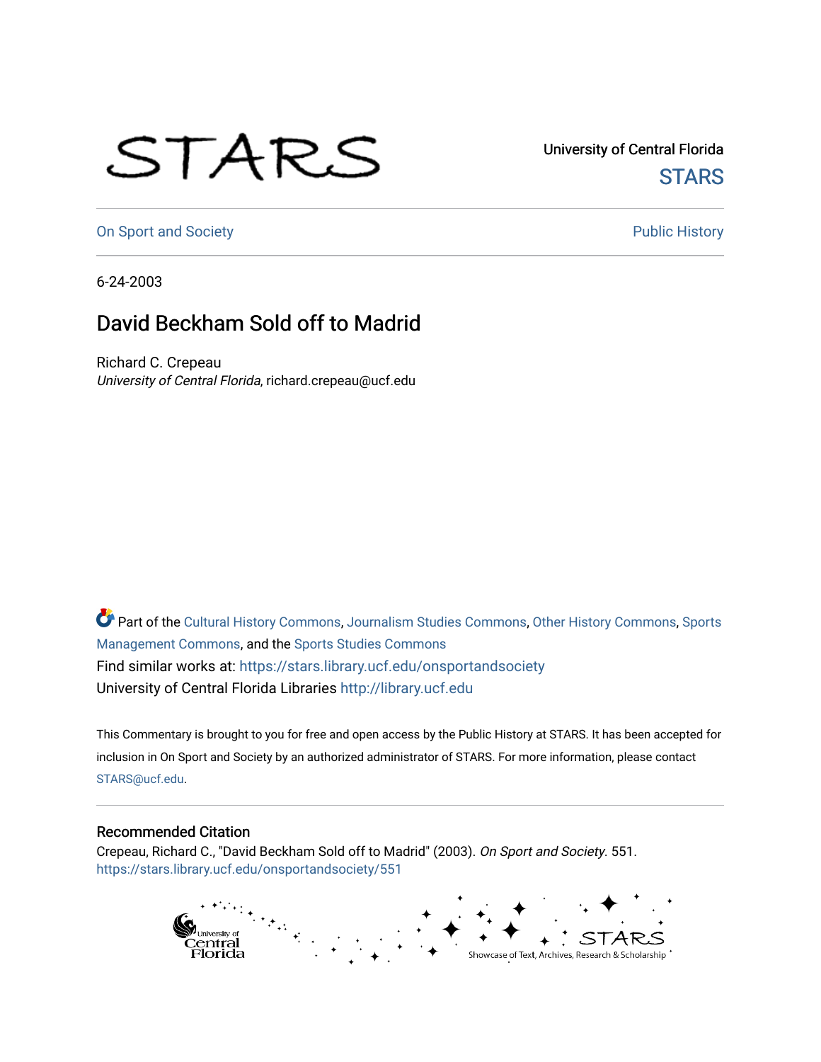University of Central Florida

STARS

On Sport and Society

Public History

6-24-2003

# David Beckham Sold off to Madrid

Richard C. Crepeau

*University of Central Florida*, richard.crepeau@ucf.edu

Part of the Cultural History Commons, Journalism Studies Commons, Other History Commons, Sports Management Commons, and the Sports Studies Commons

Find similar works at: https://stars.library.ucf.edu/onsportandsociety

University of Central Florida Libraries http://library.ucf.edu

This Commentary is brought to you for free and open access by the Public History at STARS. It has been accepted for inclusion in On Sport and Society by an authorized administrator of STARS. For more information, please contact STARS@ucf.edu.

## Recommended Citation

Crepeau, Richard C., "David Beckham Sold off to Madrid" (2003). *On Sport and Society*. 551.
https://stars.library.ucf.edu/onsportandsociety/551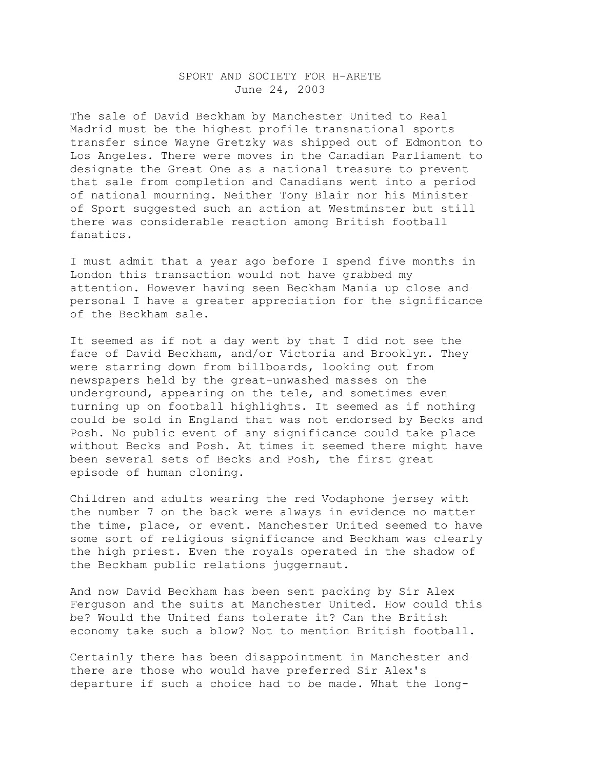SPORT AND SOCIETY FOR H-ARETE
June 24, 2003

The sale of David Beckham by Manchester United to Real Madrid must be the highest profile transnational sports transfer since Wayne Gretzky was shipped out of Edmonton to Los Angeles. There were moves in the Canadian Parliament to designate the Great One as a national treasure to prevent that sale from completion and Canadians went into a period of national mourning. Neither Tony Blair nor his Minister of Sport suggested such an action at Westminster but still there was considerable reaction among British football fanatics.

I must admit that a year ago before I spend five months in London this transaction would not have grabbed my attention. However having seen Beckham Mania up close and personal I have a greater appreciation for the significance of the Beckham sale.

It seemed as if not a day went by that I did not see the face of David Beckham, and/or Victoria and Brooklyn. They were starring down from billboards, looking out from newspapers held by the great-unwashed masses on the underground, appearing on the tele, and sometimes even turning up on football highlights. It seemed as if nothing could be sold in England that was not endorsed by Becks and Posh. No public event of any significance could take place without Becks and Posh. At times it seemed there might have been several sets of Becks and Posh, the first great episode of human cloning.

Children and adults wearing the red Vodaphone jersey with the number 7 on the back were always in evidence no matter the time, place, or event. Manchester United seemed to have some sort of religious significance and Beckham was clearly the high priest. Even the royals operated in the shadow of the Beckham public relations juggernaut.

And now David Beckham has been sent packing by Sir Alex Ferguson and the suits at Manchester United. How could this be? Would the United fans tolerate it? Can the British economy take such a blow? Not to mention British football.

Certainly there has been disappointment in Manchester and there are those who would have preferred Sir Alex's departure if such a choice had to be made. What the long-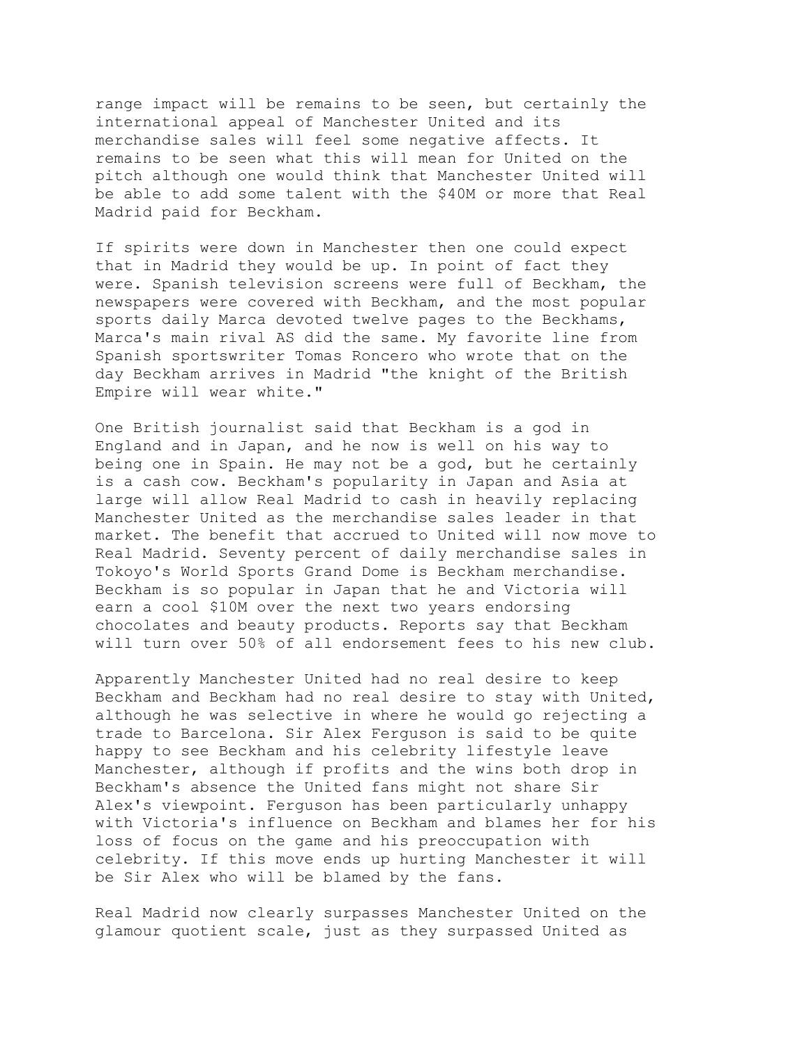range impact will be remains to be seen, but certainly the international appeal of Manchester United and its merchandise sales will feel some negative affects. It remains to be seen what this will mean for United on the pitch although one would think that Manchester United will be able to add some talent with the $40M or more that Real Madrid paid for Beckham.

If spirits were down in Manchester then one could expect that in Madrid they would be up. In point of fact they were. Spanish television screens were full of Beckham, the newspapers were covered with Beckham, and the most popular sports daily Marca devoted twelve pages to the Beckhams, Marca's main rival AS did the same. My favorite line from Spanish sportswriter Tomas Roncero who wrote that on the day Beckham arrives in Madrid "the knight of the British Empire will wear white."

One British journalist said that Beckham is a god in England and in Japan, and he now is well on his way to being one in Spain. He may not be a god, but he certainly is a cash cow. Beckham's popularity in Japan and Asia at large will allow Real Madrid to cash in heavily replacing Manchester United as the merchandise sales leader in that market. The benefit that accrued to United will now move to Real Madrid. Seventy percent of daily merchandise sales in Tokoyo's World Sports Grand Dome is Beckham merchandise. Beckham is so popular in Japan that he and Victoria will earn a cool $10M over the next two years endorsing chocolates and beauty products. Reports say that Beckham will turn over 50% of all endorsement fees to his new club.

Apparently Manchester United had no real desire to keep Beckham and Beckham had no real desire to stay with United, although he was selective in where he would go rejecting a trade to Barcelona. Sir Alex Ferguson is said to be quite happy to see Beckham and his celebrity lifestyle leave Manchester, although if profits and the wins both drop in Beckham's absence the United fans might not share Sir Alex's viewpoint. Ferguson has been particularly unhappy with Victoria's influence on Beckham and blames her for his loss of focus on the game and his preoccupation with celebrity. If this move ends up hurting Manchester it will be Sir Alex who will be blamed by the fans.

Real Madrid now clearly surpasses Manchester United on the glamour quotient scale, just as they surpassed United as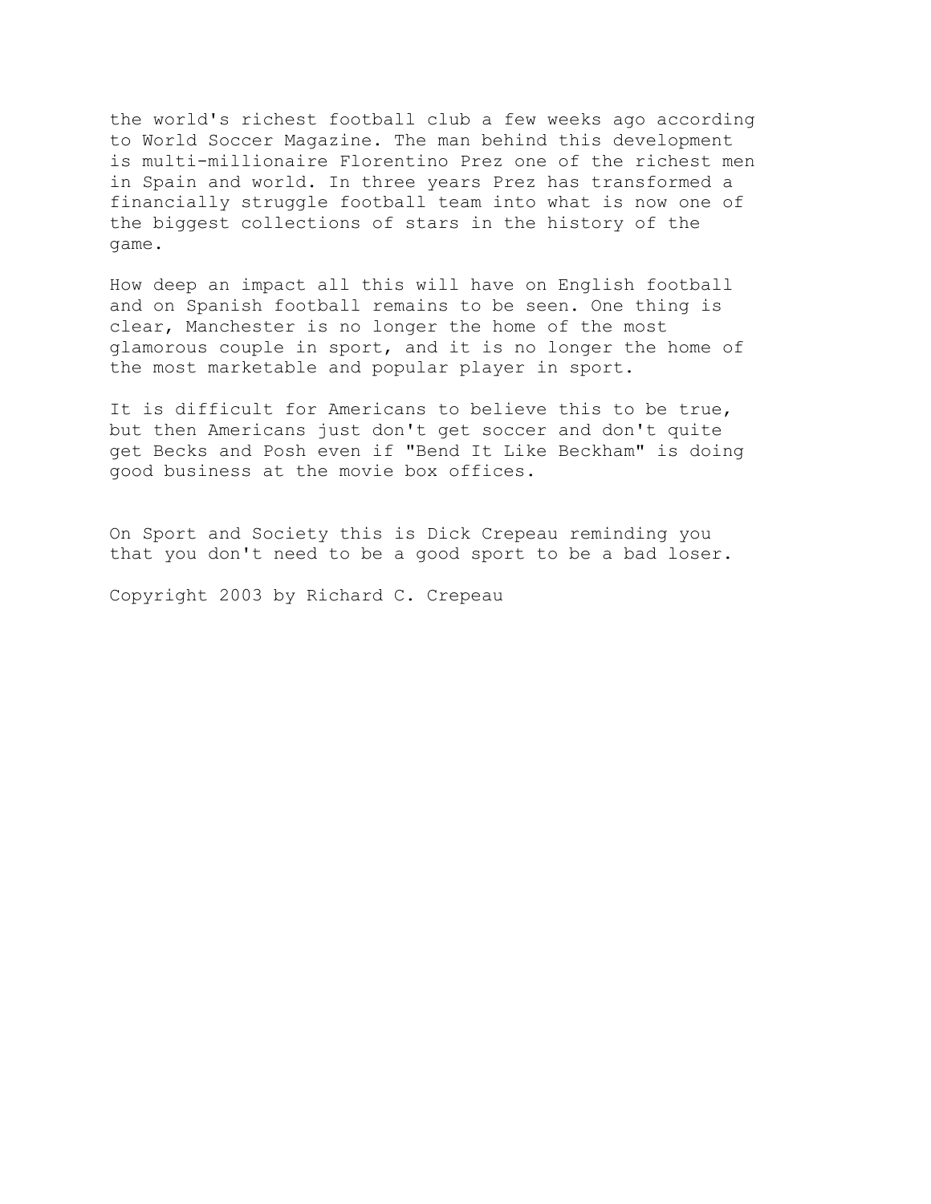the world's richest football club a few weeks ago according to World Soccer Magazine. The man behind this development is multi-millionaire Florentino Prez one of the richest men in Spain and world. In three years Prez has transformed a financially struggle football team into what is now one of the biggest collections of stars in the history of the game.

How deep an impact all this will have on English football and on Spanish football remains to be seen. One thing is clear, Manchester is no longer the home of the most glamorous couple in sport, and it is no longer the home of the most marketable and popular player in sport.

It is difficult for Americans to believe this to be true, but then Americans just don't get soccer and don't quite get Becks and Posh even if "Bend It Like Beckham" is doing good business at the movie box offices.

On Sport and Society this is Dick Crepeau reminding you that you don't need to be a good sport to be a bad loser.

Copyright 2003 by Richard C. Crepeau